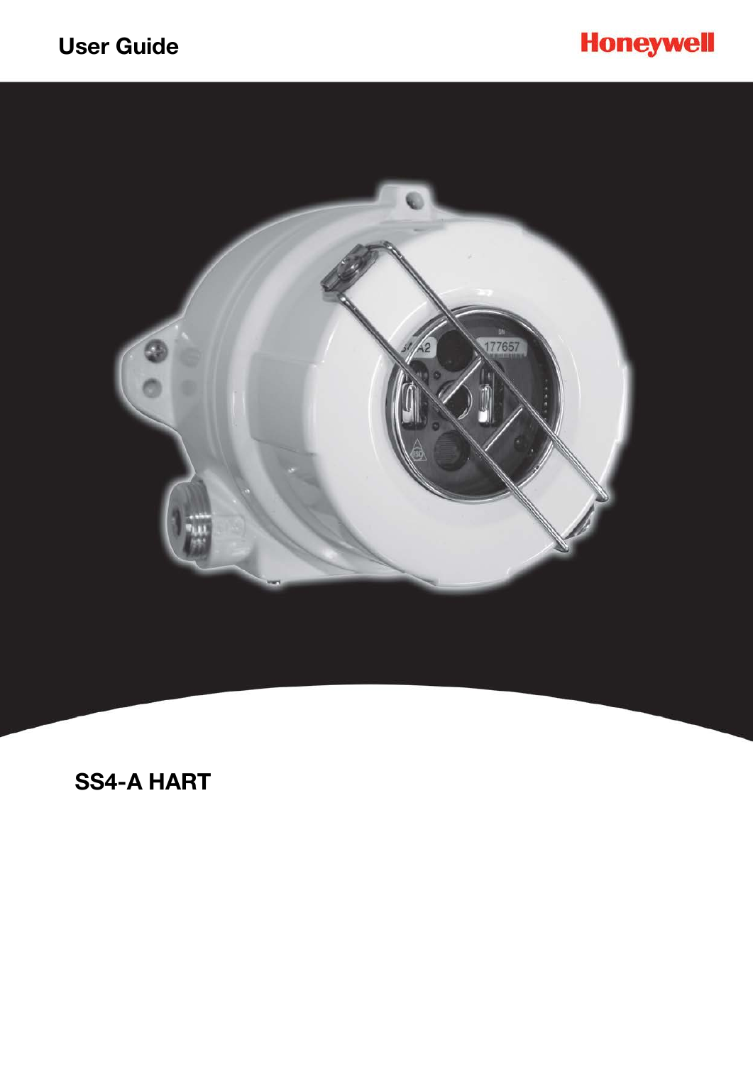User Guide

Honeywell

# SS4-A HART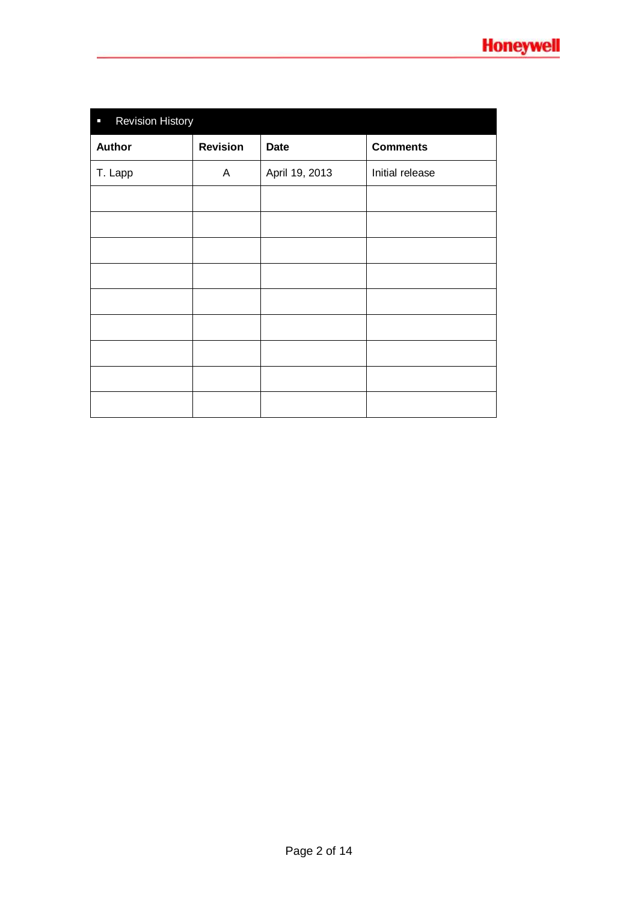## Revision History

| Author | Revision | Date | Comments |
|---|---|---|---|
| T. Lapp | A | April 19, 2013 | Initial release |
| | | | |
| | | | |
| | | | |
| | | | |
| | | | |
| | | | |
| | | | |
| | | | |
| | | | |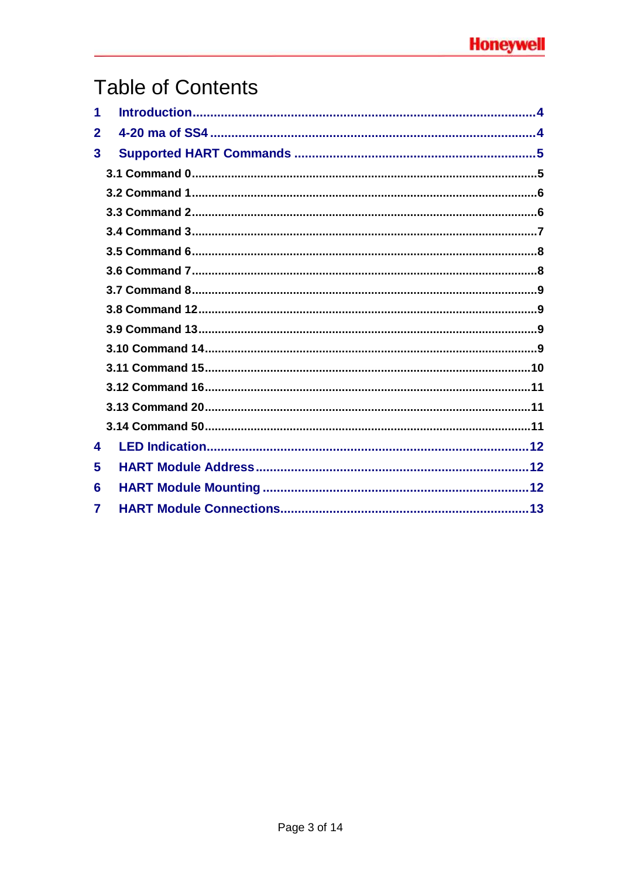# Table of Contents

1 Introduction....................................................................................................4

2 4-20 ma of SS4 ...............................................................................................4

3 Supported HART Commands .........................................................................5

- 3.1 Command 0.........................................................................................................5
- 3.2 Command 1.........................................................................................................6
- 3.3 Command 2.........................................................................................................6
- 3.4 Command 3.........................................................................................................7
- 3.5 Command 6.........................................................................................................8
- 3.6 Command 7.........................................................................................................8
- 3.7 Command 8.........................................................................................................9
- 3.8 Command 12.......................................................................................................9
- 3.9 Command 13.......................................................................................................9
- 3.10 Command 14.....................................................................................................9
- 3.11 Command 15...................................................................................................10
- 3.12 Command 16...................................................................................................11
- 3.13 Command 20...................................................................................................11
- 3.14 Command 50...................................................................................................11

4 LED Indication..............................................................................................12

5 HART Module Address .................................................................................12

6 HART Module Mounting ...............................................................................12

7 HART Module Connections..........................................................................13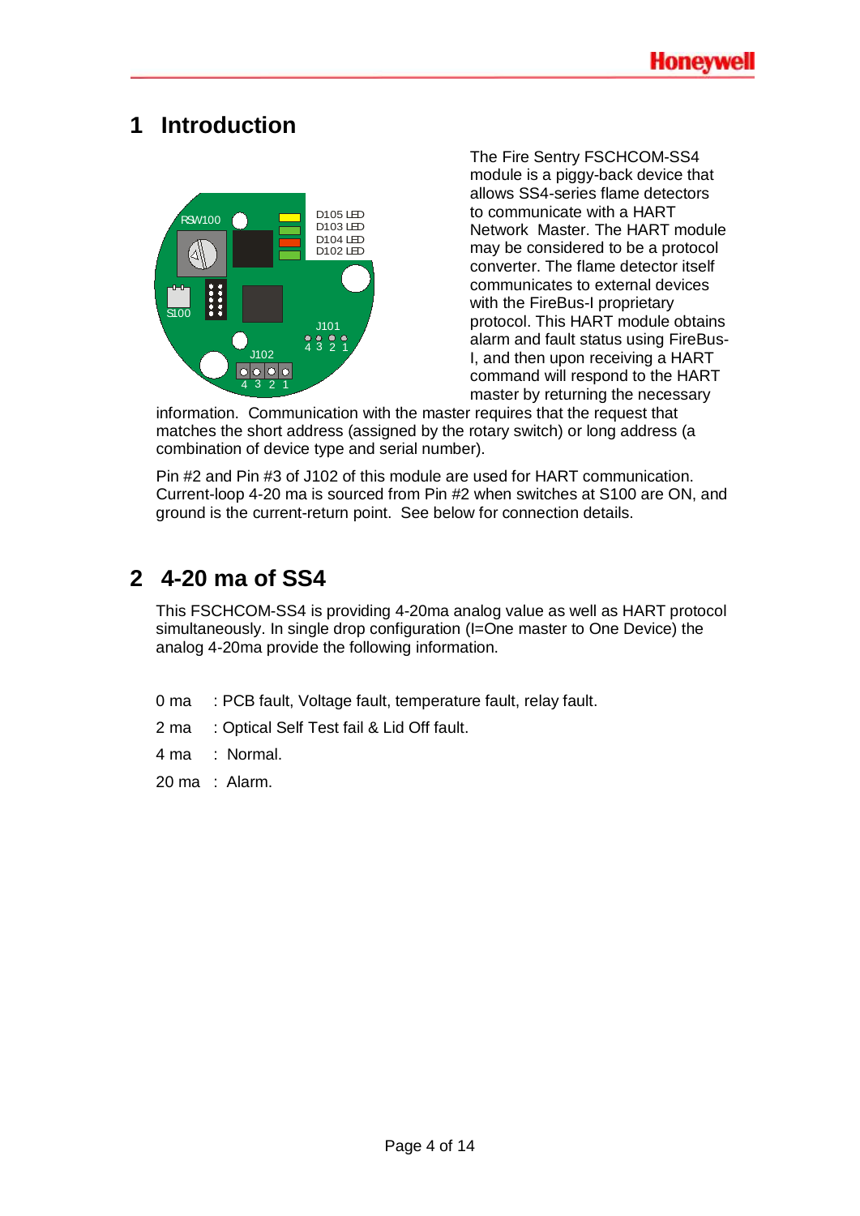# 1 Introduction

The Fire Sentry FSCHCOM-SS4 module is a piggy-back device that allows SS4-series flame detectors to communicate with a HART Network Master. The HART module may be considered to be a protocol converter. The flame detector itself communicates to external devices with the FireBus-I proprietary protocol. This HART module obtains alarm and fault status using FireBus-I, and then upon receiving a HART command will respond to the HART master by returning the necessary information. Communication with the master requires that the request that matches the short address (assigned by the rotary switch) or long address (a combination of device type and serial number).

Pin #2 and Pin #3 of J102 of this module are used for HART communication. Current-loop 4-20 ma is sourced from Pin #2 when switches at S100 are ON, and ground is the current-return point. See below for connection details.

# 2 4-20 ma of SS4

This FSCHCOM-SS4 is providing 4-20ma analog value as well as HART protocol simultaneously. In single drop configuration (I=One master to One Device) the analog 4-20ma provide the following information.

- 0 ma : PCB fault, Voltage fault, temperature fault, relay fault.
- 2 ma : Optical Self Test fail & Lid Off fault.
- 4 ma : Normal.
- 20 ma : Alarm.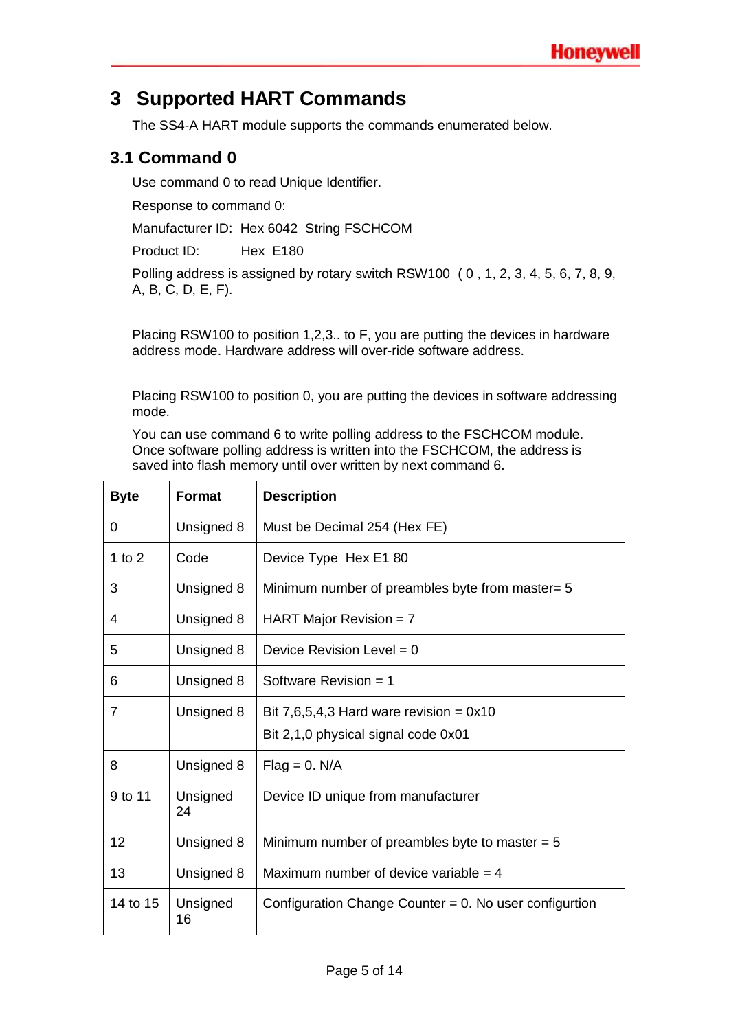# 3 Supported HART Commands

The SS4-A HART module supports the commands enumerated below.

## 3.1 Command 0

Use command 0 to read Unique Identifier.

Response to command 0:

Manufacturer ID: Hex 6042 String FSCHCOM

Product ID: Hex E180

Polling address is assigned by rotary switch RSW100 ( 0 , 1, 2, 3, 4, 5, 6, 7, 8, 9, A, B, C, D, E, F).

Placing RSW100 to position 1,2,3.. to F, you are putting the devices in hardware address mode. Hardware address will over-ride software address.

Placing RSW100 to position 0, you are putting the devices in software addressing mode.

You can use command 6 to write polling address to the FSCHCOM module. Once software polling address is written into the FSCHCOM, the address is saved into flash memory until over written by next command 6.

| Byte | Format | Description |
|---|---|---|
| 0 | Unsigned 8 | Must be Decimal 254 (Hex FE) |
| 1 to 2 | Code | Device Type Hex E1 80 |
| 3 | Unsigned 8 | Minimum number of preambles byte from master= 5 |
| 4 | Unsigned 8 | HART Major Revision = 7 |
| 5 | Unsigned 8 | Device Revision Level = 0 |
| 6 | Unsigned 8 | Software Revision = 1 |
| 7 | Unsigned 8 | Bit 7,6,5,4,3 Hard ware revision = 0x10<br>Bit 2,1,0 physical signal code 0x01 |
| 8 | Unsigned 8 | Flag = 0. N/A |
| 9 to 11 | Unsigned 24 | Device ID unique from manufacturer |
| 12 | Unsigned 8 | Minimum number of preambles byte to master = 5 |
| 13 | Unsigned 8 | Maximum number of device variable = 4 |
| 14 to 15 | Unsigned 16 | Configuration Change Counter = 0. No user configurtion |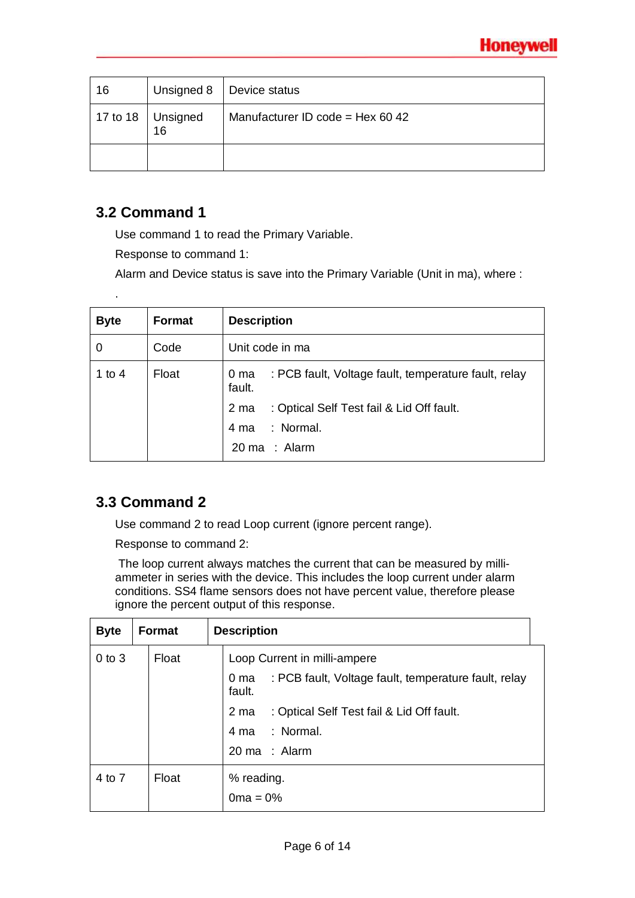| 16 | Unsigned 8 | Device status |
|---|---|---|
| 17 to 18 | Unsigned 16 | Manufacturer ID code = Hex 60 42 |
| | | |

## 3.2 Command 1

Use command 1 to read the Primary Variable.

Response to command 1:

Alarm and Device status is save into the Primary Variable (Unit in ma), where :

.

| Byte | Format | Description |
|---|---|---|
| 0 | Code | Unit code in ma |
| 1 to 4 | Float | 0 ma : PCB fault, Voltage fault, temperature fault, relay fault.<br>2 ma : Optical Self Test fail & Lid Off fault.<br>4 ma : Normal.<br>20 ma : Alarm |

## 3.3 Command 2

Use command 2 to read Loop current (ignore percent range).

Response to command 2:

The loop current always matches the current that can be measured by milli-ammeter in series with the device. This includes the loop current under alarm conditions. SS4 flame sensors does not have percent value, therefore please ignore the percent output of this response.

| Byte | Format | Description |
|---|---|---|
| 0 to 3 | Float | Loop Current in milli-ampere<br>0 ma : PCB fault, Voltage fault, temperature fault, relay fault.<br>2 ma : Optical Self Test fail & Lid Off fault.<br>4 ma : Normal.<br>20 ma : Alarm |
| 4 to 7 | Float | % reading.<br>0ma = 0% |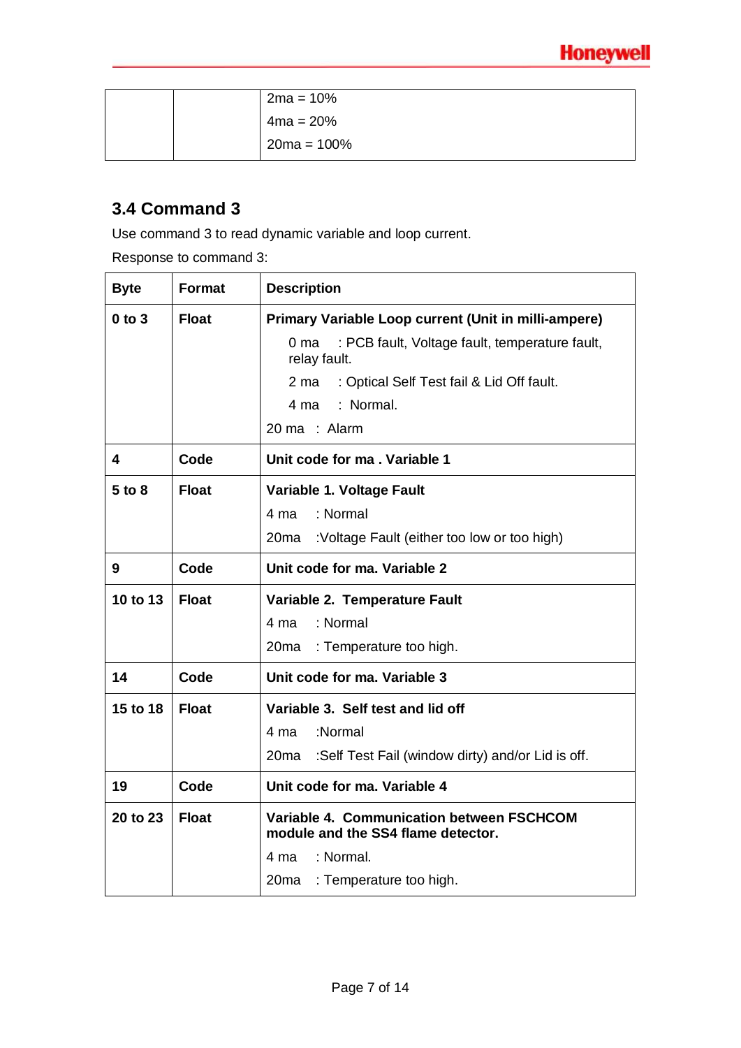| | | |
|---|---|---|
| | | 2ma = 10%<br>4ma = 20%<br>20ma = 100% |

## 3.4 Command 3

Use command 3 to read dynamic variable and loop current.

Response to command 3:

| Byte | Format | Description |
|---|---|---|
| **0 to 3** | **Float** | **Primary Variable Loop current (Unit in milli-ampere)**<br>0 ma : PCB fault, Voltage fault, temperature fault, relay fault.<br>2 ma : Optical Self Test fail & Lid Off fault.<br>4 ma : Normal.<br>20 ma : Alarm |
| **4** | **Code** | **Unit code for ma . Variable 1** |
| **5 to 8** | **Float** | **Variable 1. Voltage Fault**<br>4 ma : Normal<br>20ma :Voltage Fault (either too low or too high) |
| **9** | **Code** | **Unit code for ma. Variable 2** |
| **10 to 13** | **Float** | **Variable 2. Temperature Fault**<br>4 ma : Normal<br>20ma : Temperature too high. |
| **14** | **Code** | **Unit code for ma. Variable 3** |
| **15 to 18** | **Float** | **Variable 3. Self test and lid off**<br>4 ma :Normal<br>20ma :Self Test Fail (window dirty) and/or Lid is off. |
| **19** | **Code** | **Unit code for ma. Variable 4** |
| **20 to 23** | **Float** | **Variable 4. Communication between FSCHCOM module and the SS4 flame detector.**<br>4 ma : Normal.<br>20ma : Temperature too high. |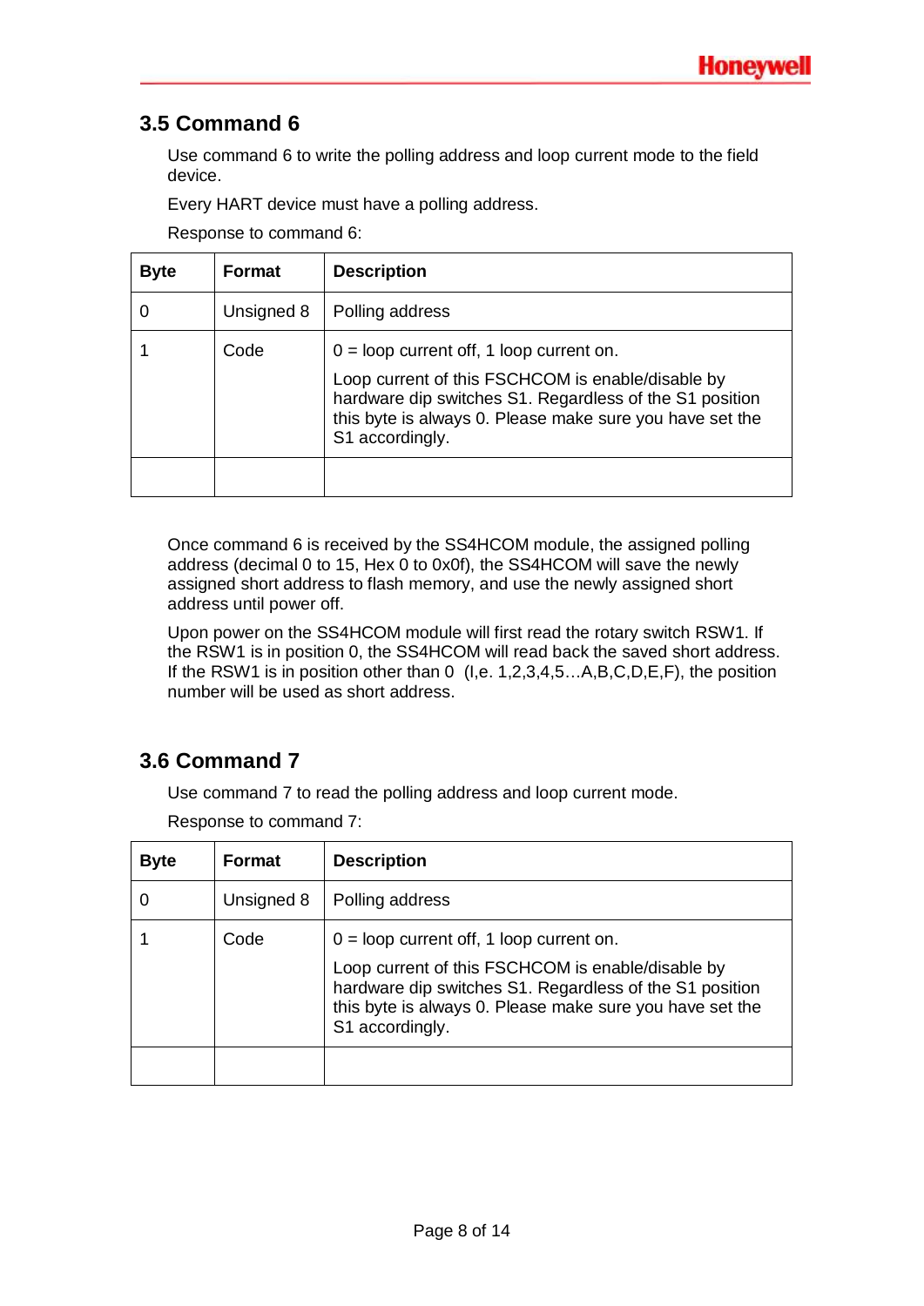## 3.5 Command 6

Use command 6 to write the polling address and loop current mode to the field device.

Every HART device must have a polling address.

Response to command 6:

| Byte | Format | Description |
|---|---|---|
| 0 | Unsigned 8 | Polling address |
| 1 | Code | 0 = loop current off, 1 loop current on.<br><br>Loop current of this FSCHCOM is enable/disable by hardware dip switches S1. Regardless of the S1 position this byte is always 0. Please make sure you have set the S1 accordingly. |
| | | |

Once command 6 is received by the SS4HCOM module, the assigned polling address (decimal 0 to 15, Hex 0 to 0x0f), the SS4HCOM will save the newly assigned short address to flash memory, and use the newly assigned short address until power off.

Upon power on the SS4HCOM module will first read the rotary switch RSW1. If the RSW1 is in position 0, the SS4HCOM will read back the saved short address. If the RSW1 is in position other than 0 (I,e. 1,2,3,4,5…A,B,C,D,E,F), the position number will be used as short address.

## 3.6 Command 7

Use command 7 to read the polling address and loop current mode.

Response to command 7:

| Byte | Format | Description |
|---|---|---|
| 0 | Unsigned 8 | Polling address |
| 1 | Code | 0 = loop current off, 1 loop current on.<br><br>Loop current of this FSCHCOM is enable/disable by hardware dip switches S1. Regardless of the S1 position this byte is always 0. Please make sure you have set the S1 accordingly. |
| | | |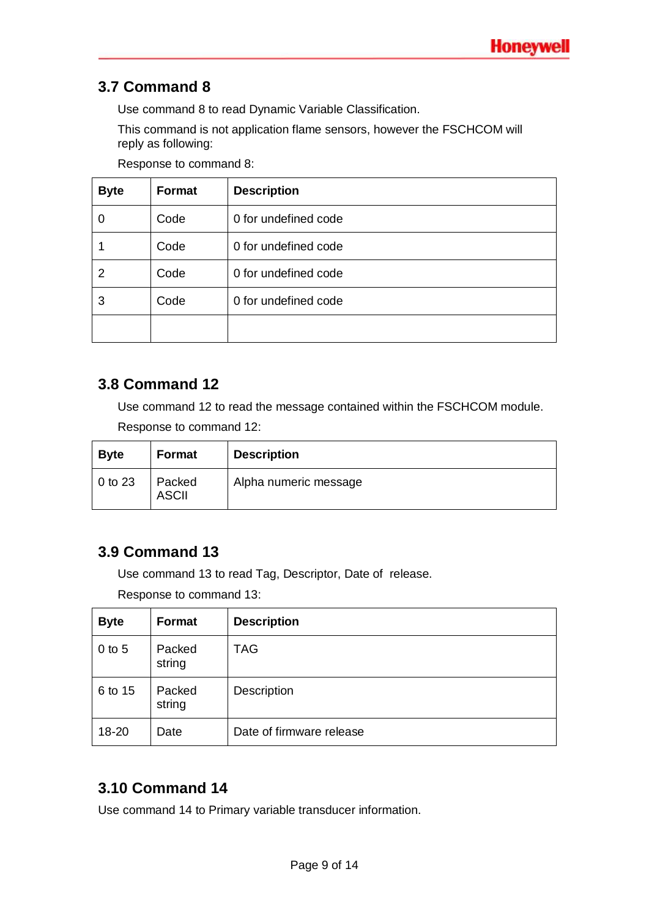## 3.7 Command 8

Use command 8 to read Dynamic Variable Classification.

This command is not application flame sensors, however the FSCHCOM will reply as following:

Response to command 8:

| Byte | Format | Description |
|---|---|---|
| 0 | Code | 0 for undefined code |
| 1 | Code | 0 for undefined code |
| 2 | Code | 0 for undefined code |
| 3 | Code | 0 for undefined code |
| | | |

## 3.8 Command 12

Use command 12 to read the message contained within the FSCHCOM module.

Response to command 12:

| Byte | Format | Description |
|---|---|---|
| 0 to 23 | Packed ASCII | Alpha numeric message |

## 3.9 Command 13

Use command 13 to read Tag, Descriptor, Date of release.

Response to command 13:

| Byte | Format | Description |
|---|---|---|
| 0 to 5 | Packed string | TAG |
| 6 to 15 | Packed string | Description |
| 18-20 | Date | Date of firmware release |

## 3.10 Command 14

Use command 14 to Primary variable transducer information.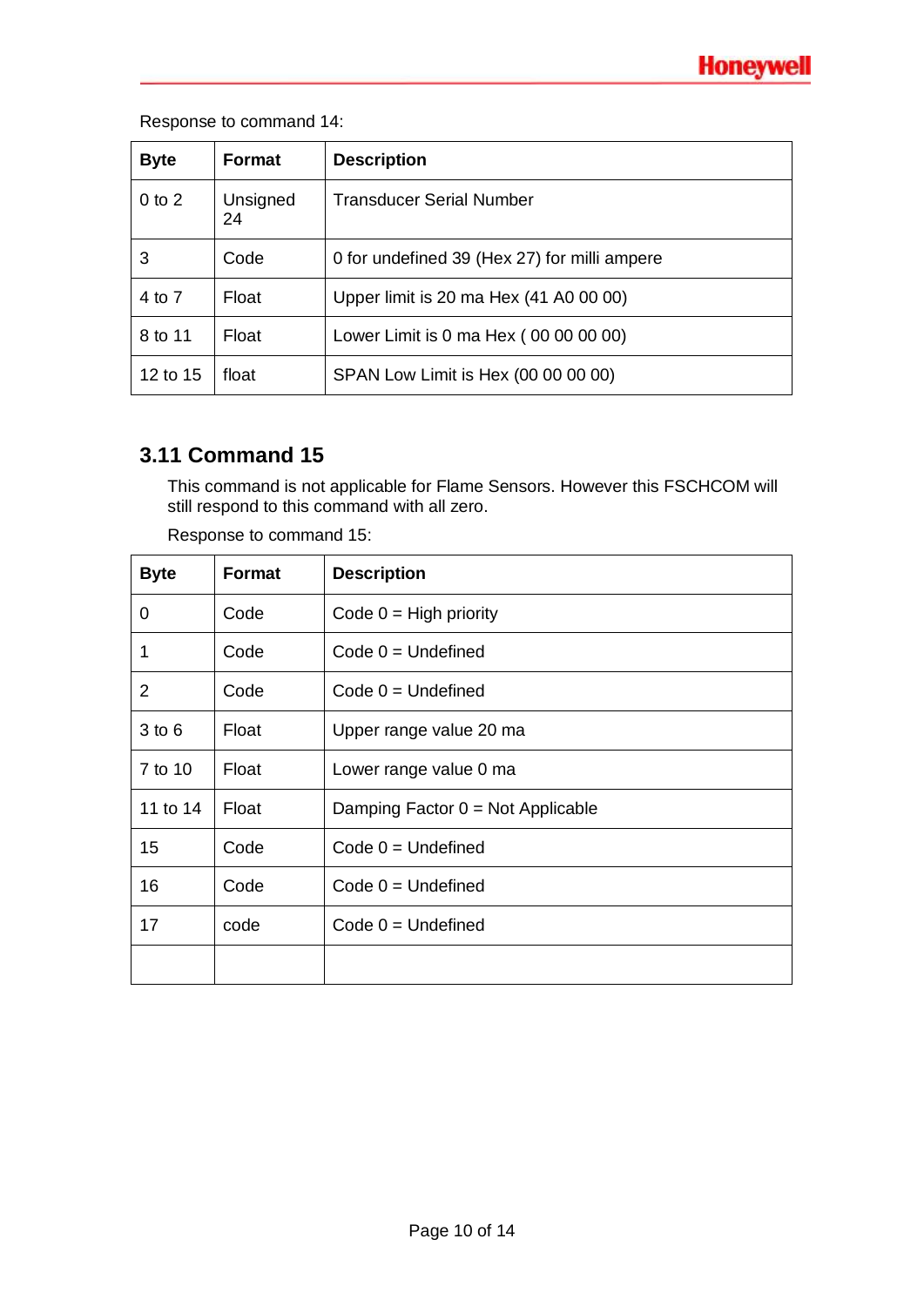Response to command 14:

| Byte | Format | Description |
|---|---|---|
| 0 to 2 | Unsigned 24 | Transducer Serial Number |
| 3 | Code | 0 for undefined 39 (Hex 27) for milli ampere |
| 4 to 7 | Float | Upper limit is 20 ma Hex (41 A0 00 00) |
| 8 to 11 | Float | Lower Limit is 0 ma Hex ( 00 00 00 00) |
| 12 to 15 | float | SPAN Low Limit is Hex (00 00 00 00) |

## 3.11 Command 15

This command is not applicable for Flame Sensors. However this FSCHCOM will still respond to this command with all zero.

Response to command 15:

| Byte | Format | Description |
|---|---|---|
| 0 | Code | Code 0 = High priority |
| 1 | Code | Code 0 = Undefined |
| 2 | Code | Code 0 = Undefined |
| 3 to 6 | Float | Upper range value 20 ma |
| 7 to 10 | Float | Lower range value 0 ma |
| 11 to 14 | Float | Damping Factor 0 = Not Applicable |
| 15 | Code | Code 0 = Undefined |
| 16 | Code | Code 0 = Undefined |
| 17 | code | Code 0 = Undefined |
| | | |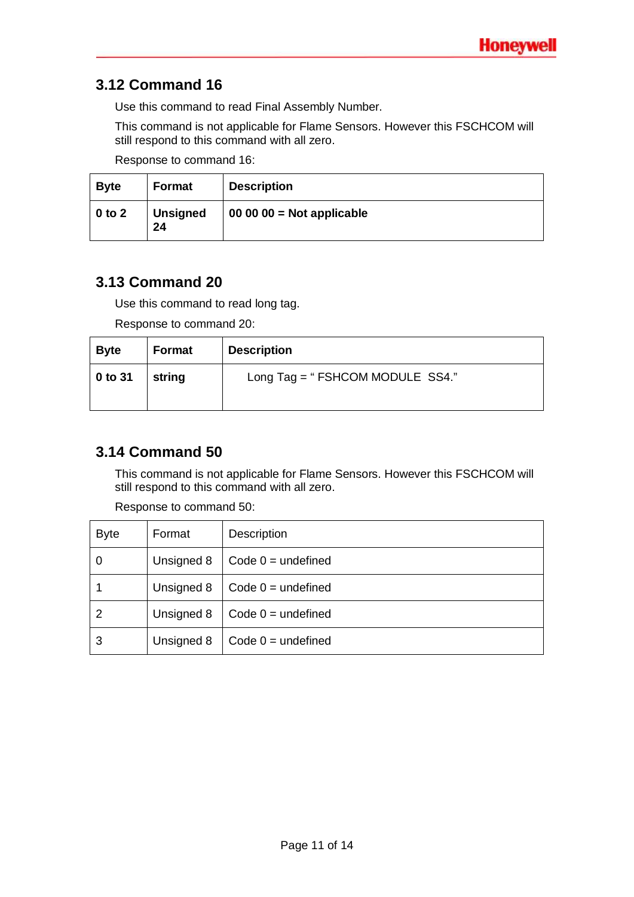## 3.12 Command 16

Use this command to read Final Assembly Number.

This command is not applicable for Flame Sensors. However this FSCHCOM will still respond to this command with all zero.

Response to command 16:

| **Byte** | **Format** | **Description** |
|---|---|---|
| **0 to 2** | **Unsigned 24** | **00 00 00 = Not applicable** |

## 3.13 Command 20

Use this command to read long tag.

Response to command 20:

| **Byte** | **Format** | **Description** |
|---|---|---|
| **0 to 31** | **string** | Long Tag = " FSHCOM MODULE SS4." |

## 3.14 Command 50

This command is not applicable for Flame Sensors. However this FSCHCOM will still respond to this command with all zero.

Response to command 50:

| Byte | Format | Description |
|---|---|---|
| 0 | Unsigned 8 | Code 0 = undefined |
| 1 | Unsigned 8 | Code 0 = undefined |
| 2 | Unsigned 8 | Code 0 = undefined |
| 3 | Unsigned 8 | Code 0 = undefined |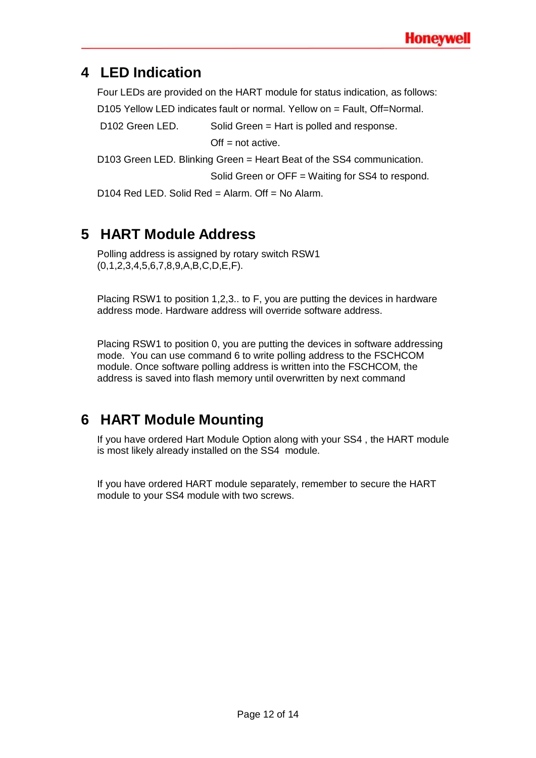# 4 LED Indication

Four LEDs are provided on the HART module for status indication, as follows:

D105 Yellow LED indicates fault or normal. Yellow on = Fault, Off=Normal.

D102 Green LED. Solid Green = Hart is polled and response.

Off = not active.

D103 Green LED. Blinking Green = Heart Beat of the SS4 communication.

Solid Green or OFF = Waiting for SS4 to respond.

D104 Red LED. Solid Red = Alarm. Off = No Alarm.

# 5 HART Module Address

Polling address is assigned by rotary switch RSW1 (0,1,2,3,4,5,6,7,8,9,A,B,C,D,E,F).

Placing RSW1 to position 1,2,3.. to F, you are putting the devices in hardware address mode. Hardware address will override software address.

Placing RSW1 to position 0, you are putting the devices in software addressing mode. You can use command 6 to write polling address to the FSCHCOM module. Once software polling address is written into the FSCHCOM, the address is saved into flash memory until overwritten by next command

# 6 HART Module Mounting

If you have ordered Hart Module Option along with your SS4 , the HART module is most likely already installed on the SS4 module.

If you have ordered HART module separately, remember to secure the HART module to your SS4 module with two screws.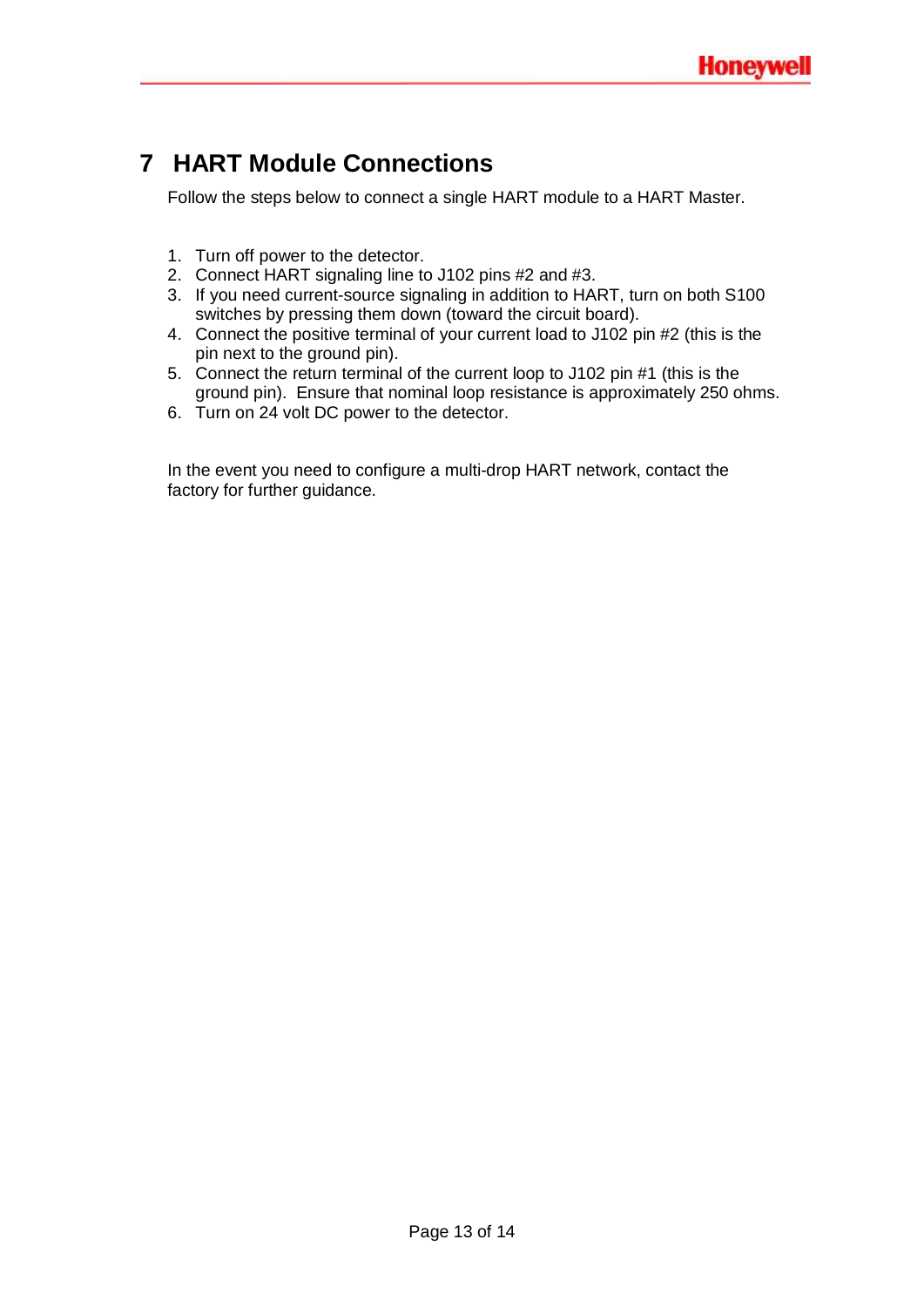# 7 HART Module Connections

Follow the steps below to connect a single HART module to a HART Master.

1. Turn off power to the detector.
2. Connect HART signaling line to J102 pins #2 and #3.
3. If you need current-source signaling in addition to HART, turn on both S100 switches by pressing them down (toward the circuit board).
4. Connect the positive terminal of your current load to J102 pin #2 (this is the pin next to the ground pin).
5. Connect the return terminal of the current loop to J102 pin #1 (this is the ground pin). Ensure that nominal loop resistance is approximately 250 ohms.
6. Turn on 24 volt DC power to the detector.

In the event you need to configure a multi-drop HART network, contact the factory for further guidance.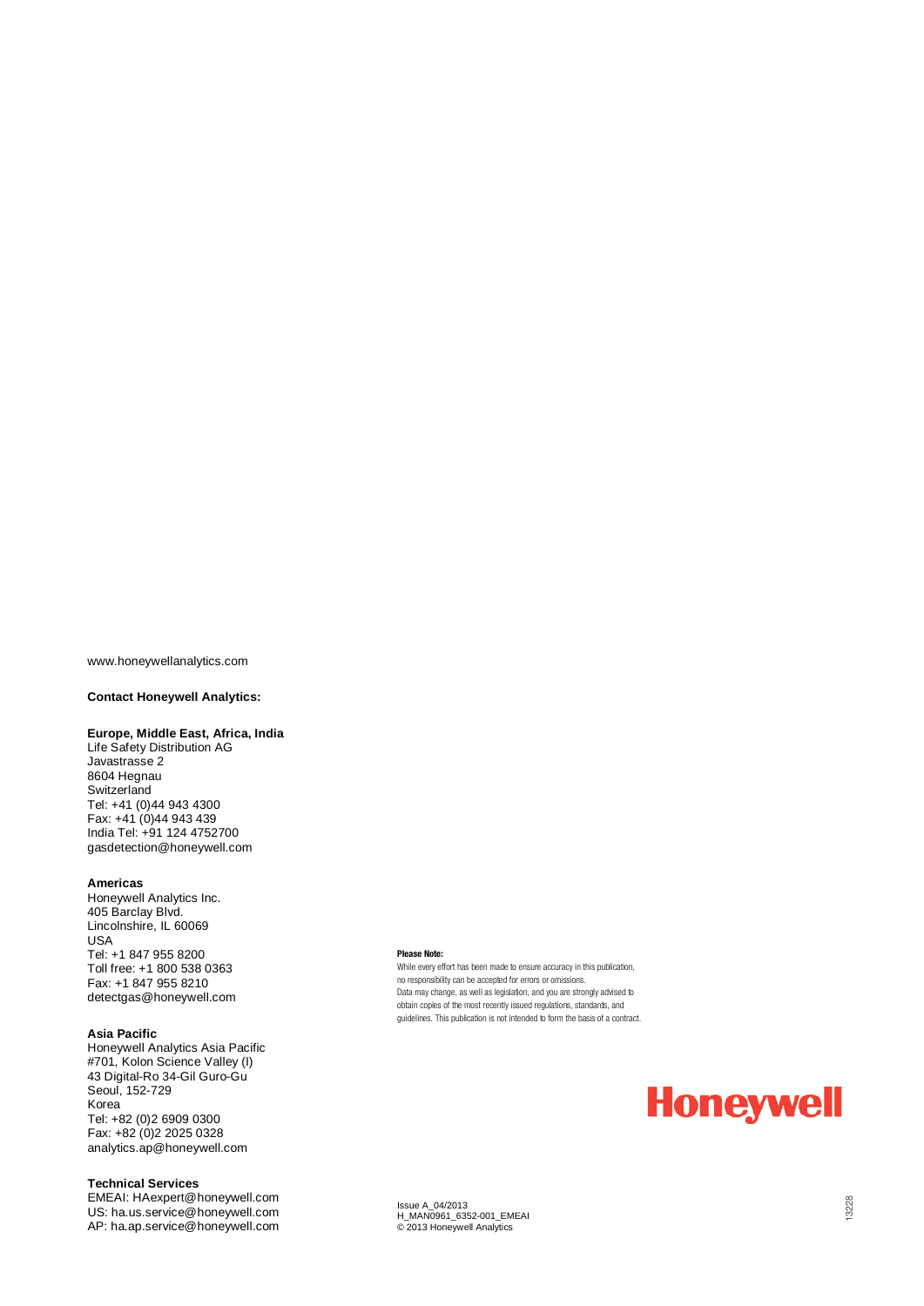www.honeywellanalytics.com

**Contact Honeywell Analytics:**

**Europe, Middle East, Africa, India**
Life Safety Distribution AG
Javastrasse 2
8604 Hegnau
Switzerland
Tel: +41 (0)44 943 4300
Fax: +41 (0)44 943 439
India Tel: +91 124 4752700
gasdetection@honeywell.com

**Americas**
Honeywell Analytics Inc.
405 Barclay Blvd.
Lincolnshire, IL 60069
USA
Tel: +1 847 955 8200
Toll free: +1 800 538 0363
Fax: +1 847 955 8210
detectgas@honeywell.com

**Asia Pacific**
Honeywell Analytics Asia Pacific
#701, Kolon Science Valley (I)
43 Digital-Ro 34-Gil Guro-Gu
Seoul, 152-729
Korea
Tel: +82 (0)2 6909 0300
Fax: +82 (0)2 2025 0328
analytics.ap@honeywell.com

**Technical Services**
EMEAI: HAexpert@honeywell.com
US: ha.us.service@honeywell.com
AP: ha.ap.service@honeywell.com

**Please Note:**
While every effort has been made to ensure accuracy in this publication, no responsibility can be accepted for errors or omissions.
Data may change, as well as legislation, and you are strongly advised to obtain copies of the most recently issued regulations, standards, and guidelines. This publication is not intended to form the basis of a contract.

Honeywell

Issue A_04/2013
H_MAN0961_6352-001_EMEAI
© 2013 Honeywell Analytics

13228